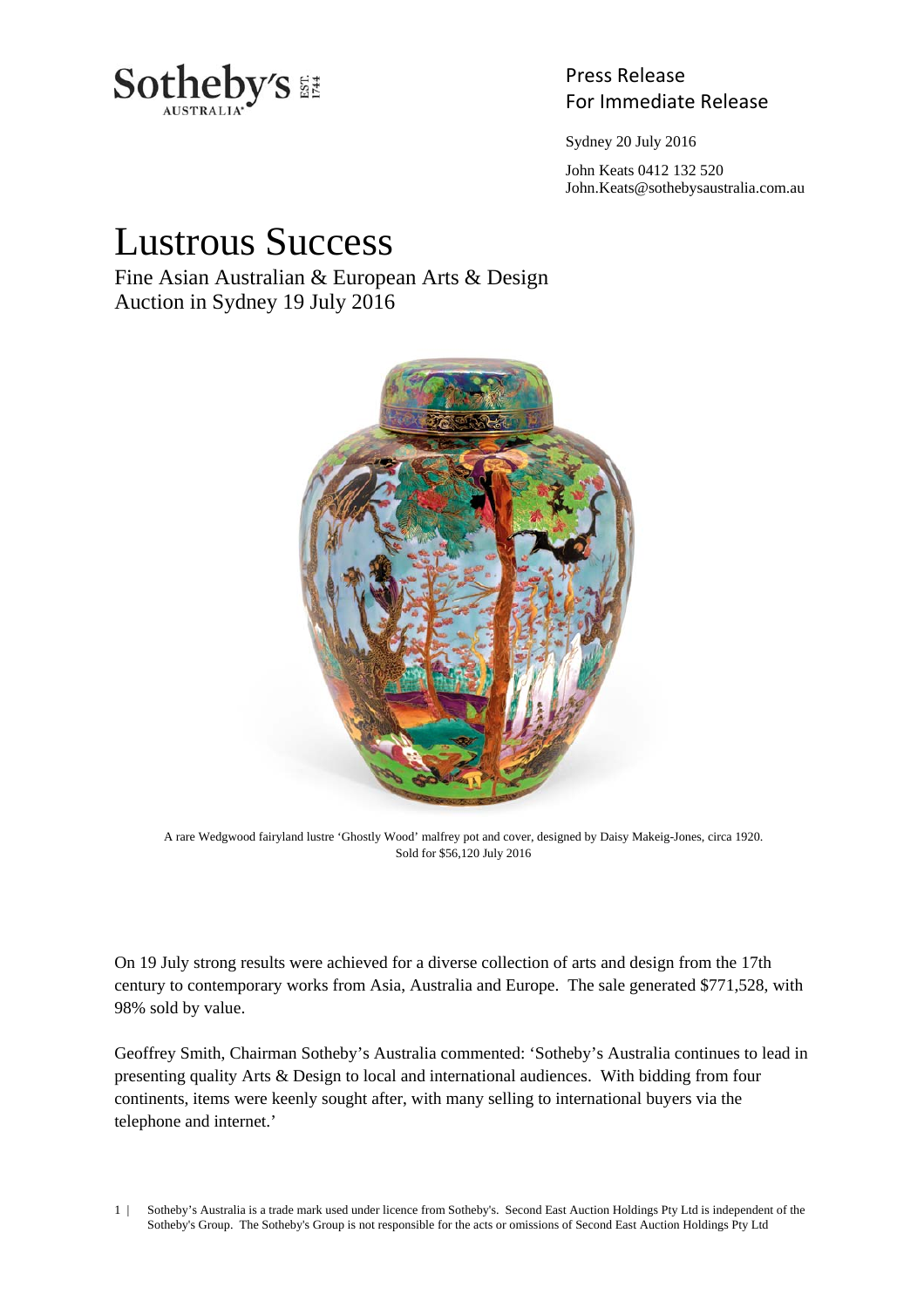Press Release
For Immediate Release

Sydney 20 July 2016

John Keats 0412 132 520
John.Keats@sothebysaustralia.com.au

# Lustrous Success

## Fine Asian Australian & European Arts & Design Auction in Sydney 19 July 2016

A rare Wedgwood fairyland lustre 'Ghostly Wood' malfrey pot and cover, designed by Daisy Makeig-Jones, circa 1920.
Sold for $56,120 July 2016

On 19 July strong results were achieved for a diverse collection of arts and design from the 17th century to contemporary works from Asia, Australia and Europe. The sale generated $771,528, with 98% sold by value.

Geoffrey Smith, Chairman Sotheby's Australia commented: 'Sotheby's Australia continues to lead in presenting quality Arts & Design to local and international audiences. With bidding from four continents, items were keenly sought after, with many selling to international buyers via the telephone and internet.'

Sotheby's Australia is a trade mark used under licence from Sotheby's. Second East Auction Holdings Pty Ltd is independent of the Sotheby's Group. The Sotheby's Group is not responsible for the acts or omissions of Second East Auction Holdings Pty Ltd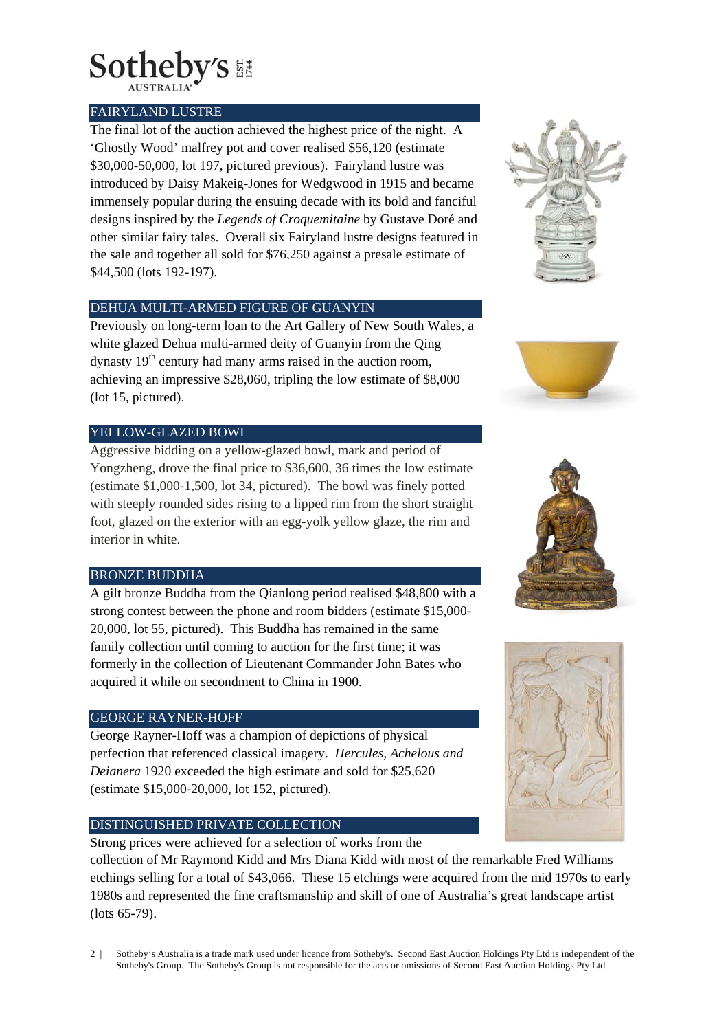## FAIRYLAND LUSTRE

The final lot of the auction achieved the highest price of the night. A 'Ghostly Wood' malfrey pot and cover realised $56,120 (estimate $30,000-50,000, lot 197, pictured previous). Fairyland lustre was introduced by Daisy Makeig-Jones for Wedgwood in 1915 and became immensely popular during the ensuing decade with its bold and fanciful designs inspired by the *Legends of Croquemitaine* by Gustave Doré and other similar fairy tales. Overall six Fairyland lustre designs featured in the sale and together all sold for $76,250 against a presale estimate of $44,500 (lots 192-197).

## DEHUA MULTI-ARMED FIGURE OF GUANYIN

Previously on long-term loan to the Art Gallery of New South Wales, a white glazed Dehua multi-armed deity of Guanyin from the Qing dynasty 19th century had many arms raised in the auction room, achieving an impressive $28,060, tripling the low estimate of $8,000 (lot 15, pictured).

## YELLOW-GLAZED BOWL

Aggressive bidding on a yellow-glazed bowl, mark and period of Yongzheng, drove the final price to $36,600, 36 times the low estimate (estimate $1,000-1,500, lot 34, pictured). The bowl was finely potted with steeply rounded sides rising to a lipped rim from the short straight foot, glazed on the exterior with an egg-yolk yellow glaze, the rim and interior in white.

## BRONZE BUDDHA

A gilt bronze Buddha from the Qianlong period realised $48,800 with a strong contest between the phone and room bidders (estimate $15,000-20,000, lot 55, pictured). This Buddha has remained in the same family collection until coming to auction for the first time; it was formerly in the collection of Lieutenant Commander John Bates who acquired it while on secondment to China in 1900.

## GEORGE RAYNER-HOFF

George Rayner-Hoff was a champion of depictions of physical perfection that referenced classical imagery. *Hercules, Achelous and Deianera* 1920 exceeded the high estimate and sold for $25,620 (estimate $15,000-20,000, lot 152, pictured).

## DISTINGUISHED PRIVATE COLLECTION

Strong prices were achieved for a selection of works from the collection of Mr Raymond Kidd and Mrs Diana Kidd with most of the remarkable Fred Williams etchings selling for a total of $43,066. These 15 etchings were acquired from the mid 1970s to early 1980s and represented the fine craftsmanship and skill of one of Australia's great landscape artist (lots 65-79).

Sotheby's Australia is a trade mark used under licence from Sotheby's. Second East Auction Holdings Pty Ltd is independent of the Sotheby's Group. The Sotheby's Group is not responsible for the acts or omissions of Second East Auction Holdings Pty Ltd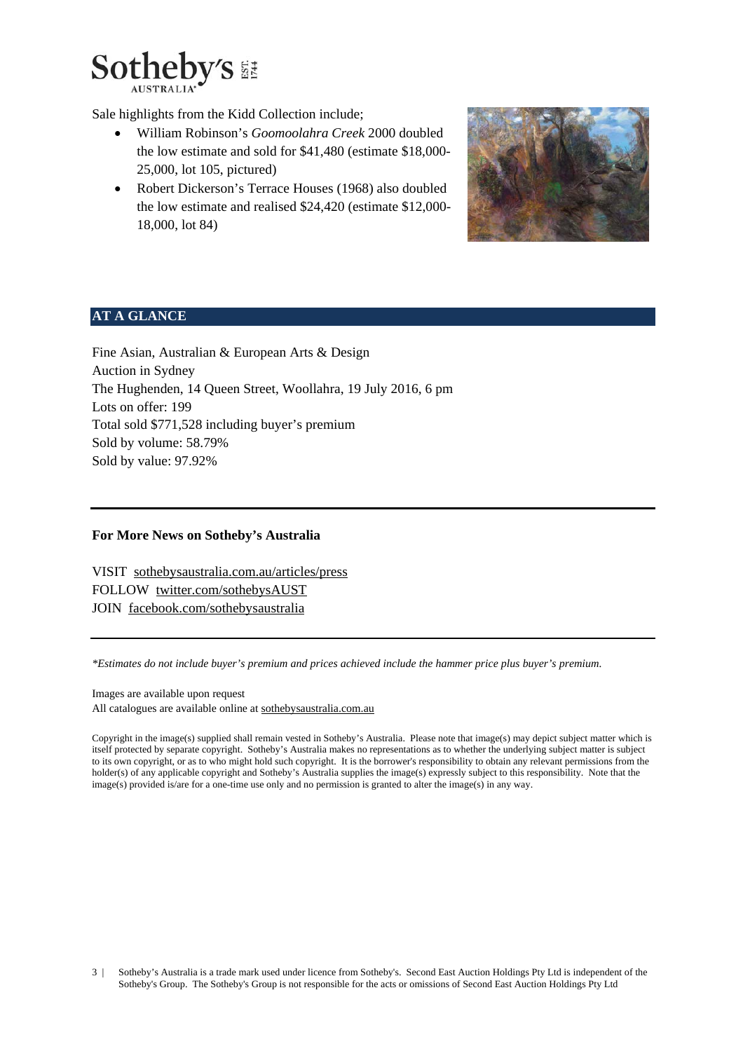Sale highlights from the Kidd Collection include;

- William Robinson's *Goomoolahra Creek* 2000 doubled the low estimate and sold for $41,480 (estimate $18,000-25,000, lot 105, pictured)
- Robert Dickerson's Terrace Houses (1968) also doubled the low estimate and realised $24,420 (estimate $12,000-18,000, lot 84)

## AT A GLANCE

Fine Asian, Australian & European Arts & Design
Auction in Sydney
The Hughenden, 14 Queen Street, Woollahra, 19 July 2016, 6 pm
Lots on offer: 199
Total sold $771,528 including buyer's premium
Sold by volume: 58.79%
Sold by value: 97.92%

---

**For More News on Sotheby's Australia**

VISIT sothebysaustralia.com.au/articles/press
FOLLOW twitter.com/sothebysAUST
JOIN facebook.com/sothebysaustralia

---

*\*Estimates do not include buyer's premium and prices achieved include the hammer price plus buyer's premium.*

Images are available upon request
All catalogues are available online at sothebysaustralia.com.au

Copyright in the image(s) supplied shall remain vested in Sotheby's Australia. Please note that image(s) may depict subject matter which is itself protected by separate copyright. Sotheby's Australia makes no representations as to whether the underlying subject matter is subject to its own copyright, or as to who might hold such copyright. It is the borrower's responsibility to obtain any relevant permissions from the holder(s) of any applicable copyright and Sotheby's Australia supplies the image(s) expressly subject to this responsibility. Note that the image(s) provided is/are for a one-time use only and no permission is granted to alter the image(s) in any way.

Sotheby's Australia is a trade mark used under licence from Sotheby's. Second East Auction Holdings Pty Ltd is independent of the Sotheby's Group. The Sotheby's Group is not responsible for the acts or omissions of Second East Auction Holdings Pty Ltd